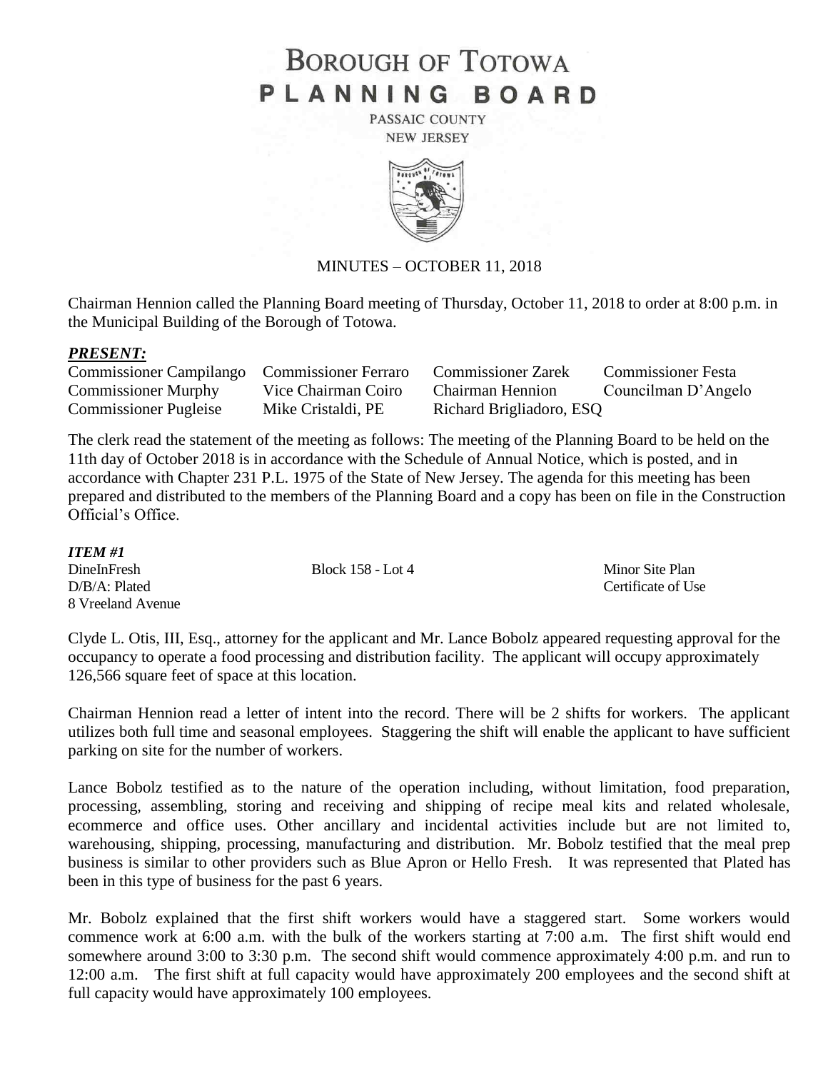# BOROUGH OF TOTOWA
# PLANNING BOARD

PASSAIC COUNTY
NEW JERSEY

MINUTES – OCTOBER 11, 2018

Chairman Hennion called the Planning Board meeting of Thursday, October 11, 2018 to order at 8:00 p.m. in the Municipal Building of the Borough of Totowa.

***PRESENT:***

| | | | |
|---|---|---|---|
| Commissioner Campilango | Commissioner Ferraro | Commissioner Zarek | Commissioner Festa |
| Commissioner Murphy | Vice Chairman Coiro | Chairman Hennion | Councilman D'Angelo |
| Commissioner Pugleise | Mike Cristaldi, PE | Richard Brigliadoro, ESQ | |

The clerk read the statement of the meeting as follows: The meeting of the Planning Board to be held on the 11th day of October 2018 is in accordance with the Schedule of Annual Notice, which is posted, and in accordance with Chapter 231 P.L. 1975 of the State of New Jersey. The agenda for this meeting has been prepared and distributed to the members of the Planning Board and a copy has been on file in the Construction Official's Office.

***ITEM #1***

| | | |
|---|---|---|
| DineInFresh | Block 158 - Lot 4 | Minor Site Plan |
| D/B/A: Plated | | Certificate of Use |
| 8 Vreeland Avenue | | |

Clyde L. Otis, III, Esq., attorney for the applicant and Mr. Lance Bobolz appeared requesting approval for the occupancy to operate a food processing and distribution facility. The applicant will occupy approximately 126,566 square feet of space at this location.

Chairman Hennion read a letter of intent into the record. There will be 2 shifts for workers. The applicant utilizes both full time and seasonal employees. Staggering the shift will enable the applicant to have sufficient parking on site for the number of workers.

Lance Bobolz testified as to the nature of the operation including, without limitation, food preparation, processing, assembling, storing and receiving and shipping of recipe meal kits and related wholesale, ecommerce and office uses. Other ancillary and incidental activities include but are not limited to, warehousing, shipping, processing, manufacturing and distribution. Mr. Bobolz testified that the meal prep business is similar to other providers such as Blue Apron or Hello Fresh. It was represented that Plated has been in this type of business for the past 6 years.

Mr. Bobolz explained that the first shift workers would have a staggered start. Some workers would commence work at 6:00 a.m. with the bulk of the workers starting at 7:00 a.m. The first shift would end somewhere around 3:00 to 3:30 p.m. The second shift would commence approximately 4:00 p.m. and run to 12:00 a.m. The first shift at full capacity would have approximately 200 employees and the second shift at full capacity would have approximately 100 employees.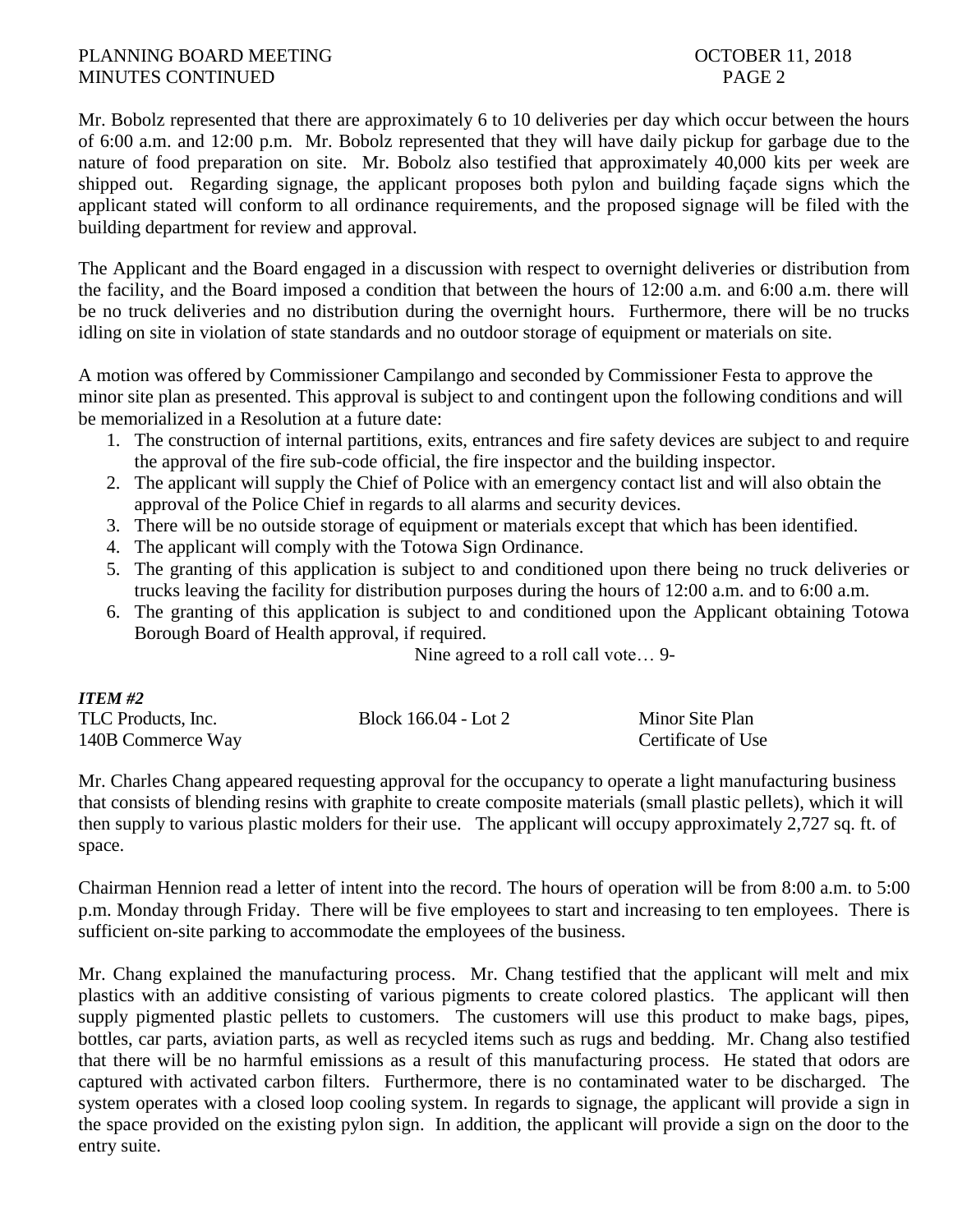Mr. Bobolz represented that there are approximately 6 to 10 deliveries per day which occur between the hours of 6:00 a.m. and 12:00 p.m. Mr. Bobolz represented that they will have daily pickup for garbage due to the nature of food preparation on site. Mr. Bobolz also testified that approximately 40,000 kits per week are shipped out. Regarding signage, the applicant proposes both pylon and building façade signs which the applicant stated will conform to all ordinance requirements, and the proposed signage will be filed with the building department for review and approval.

The Applicant and the Board engaged in a discussion with respect to overnight deliveries or distribution from the facility, and the Board imposed a condition that between the hours of 12:00 a.m. and 6:00 a.m. there will be no truck deliveries and no distribution during the overnight hours. Furthermore, there will be no trucks idling on site in violation of state standards and no outdoor storage of equipment or materials on site.

A motion was offered by Commissioner Campilango and seconded by Commissioner Festa to approve the minor site plan as presented. This approval is subject to and contingent upon the following conditions and will be memorialized in a Resolution at a future date:

1. The construction of internal partitions, exits, entrances and fire safety devices are subject to and require the approval of the fire sub-code official, the fire inspector and the building inspector.
2. The applicant will supply the Chief of Police with an emergency contact list and will also obtain the approval of the Police Chief in regards to all alarms and security devices.
3. There will be no outside storage of equipment or materials except that which has been identified.
4. The applicant will comply with the Totowa Sign Ordinance.
5. The granting of this application is subject to and conditioned upon there being no truck deliveries or trucks leaving the facility for distribution purposes during the hours of 12:00 a.m. and to 6:00 a.m.
6. The granting of this application is subject to and conditioned upon the Applicant obtaining Totowa Borough Board of Health approval, if required.

Nine agreed to a roll call vote… 9-

***ITEM #2***

| | | |
|---|---|---|
| TLC Products, Inc. | Block 166.04 - Lot 2 | Minor Site Plan |
| 140B Commerce Way | | Certificate of Use |

Mr. Charles Chang appeared requesting approval for the occupancy to operate a light manufacturing business that consists of blending resins with graphite to create composite materials (small plastic pellets), which it will then supply to various plastic molders for their use. The applicant will occupy approximately 2,727 sq. ft. of space.

Chairman Hennion read a letter of intent into the record. The hours of operation will be from 8:00 a.m. to 5:00 p.m. Monday through Friday. There will be five employees to start and increasing to ten employees. There is sufficient on-site parking to accommodate the employees of the business.

Mr. Chang explained the manufacturing process. Mr. Chang testified that the applicant will melt and mix plastics with an additive consisting of various pigments to create colored plastics. The applicant will then supply pigmented plastic pellets to customers. The customers will use this product to make bags, pipes, bottles, car parts, aviation parts, as well as recycled items such as rugs and bedding. Mr. Chang also testified that there will be no harmful emissions as a result of this manufacturing process. He stated that odors are captured with activated carbon filters. Furthermore, there is no contaminated water to be discharged. The system operates with a closed loop cooling system. In regards to signage, the applicant will provide a sign in the space provided on the existing pylon sign. In addition, the applicant will provide a sign on the door to the entry suite.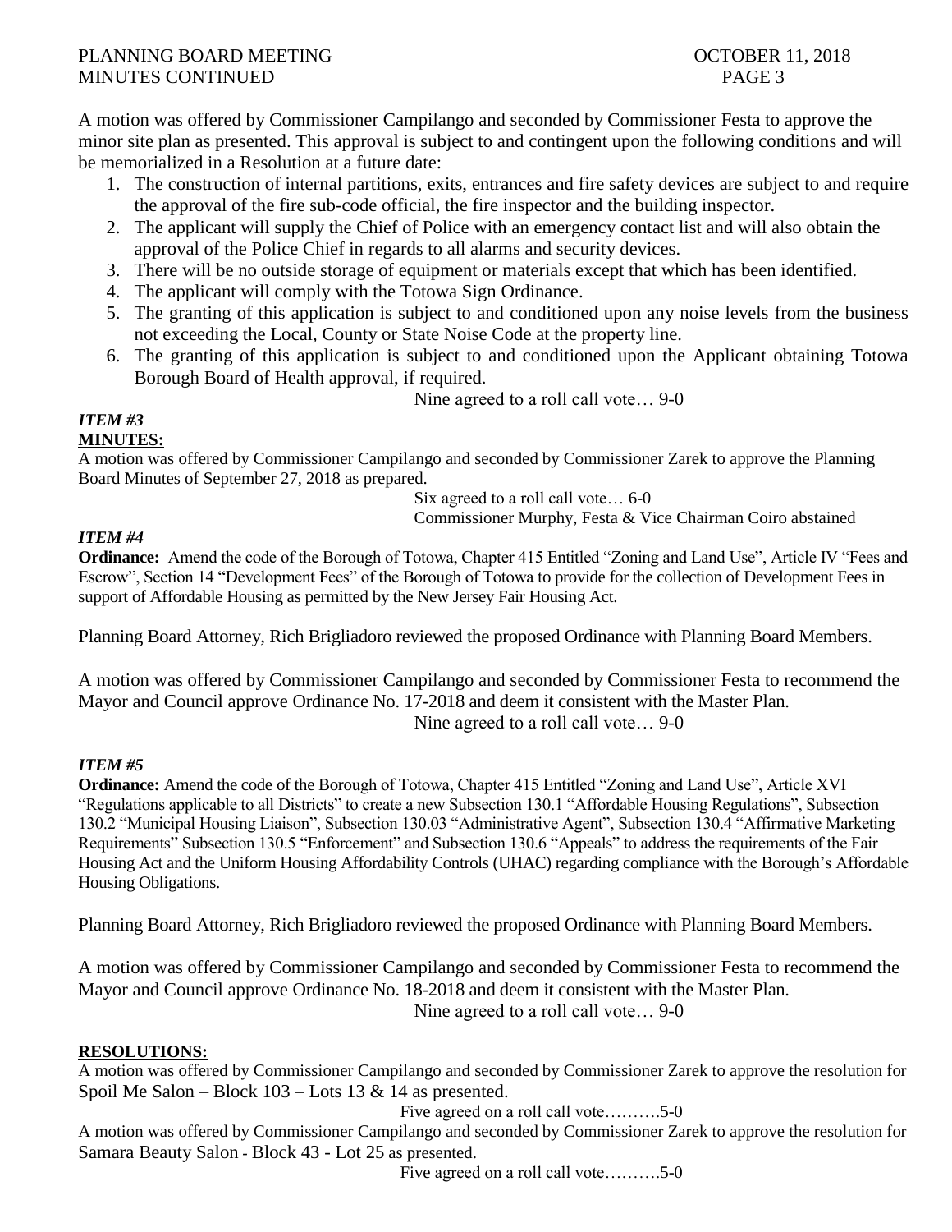A motion was offered by Commissioner Campilango and seconded by Commissioner Festa to approve the minor site plan as presented. This approval is subject to and contingent upon the following conditions and will be memorialized in a Resolution at a future date:

1. The construction of internal partitions, exits, entrances and fire safety devices are subject to and require the approval of the fire sub-code official, the fire inspector and the building inspector.
2. The applicant will supply the Chief of Police with an emergency contact list and will also obtain the approval of the Police Chief in regards to all alarms and security devices.
3. There will be no outside storage of equipment or materials except that which has been identified.
4. The applicant will comply with the Totowa Sign Ordinance.
5. The granting of this application is subject to and conditioned upon any noise levels from the business not exceeding the Local, County or State Noise Code at the property line.
6. The granting of this application is subject to and conditioned upon the Applicant obtaining Totowa Borough Board of Health approval, if required.

Nine agreed to a roll call vote… 9-0

***ITEM #3***

**MINUTES:**

A motion was offered by Commissioner Campilango and seconded by Commissioner Zarek to approve the Planning Board Minutes of September 27, 2018 as prepared.

Six agreed to a roll call vote… 6-0
Commissioner Murphy, Festa & Vice Chairman Coiro abstained

***ITEM #4***

**Ordinance:** Amend the code of the Borough of Totowa, Chapter 415 Entitled "Zoning and Land Use", Article IV "Fees and Escrow", Section 14 "Development Fees" of the Borough of Totowa to provide for the collection of Development Fees in support of Affordable Housing as permitted by the New Jersey Fair Housing Act.

Planning Board Attorney, Rich Brigliadoro reviewed the proposed Ordinance with Planning Board Members.

A motion was offered by Commissioner Campilango and seconded by Commissioner Festa to recommend the Mayor and Council approve Ordinance No. 17-2018 and deem it consistent with the Master Plan.

Nine agreed to a roll call vote… 9-0

***ITEM #5***

**Ordinance:** Amend the code of the Borough of Totowa, Chapter 415 Entitled "Zoning and Land Use", Article XVI "Regulations applicable to all Districts" to create a new Subsection 130.1 "Affordable Housing Regulations", Subsection 130.2 "Municipal Housing Liaison", Subsection 130.03 "Administrative Agent", Subsection 130.4 "Affirmative Marketing Requirements" Subsection 130.5 "Enforcement" and Subsection 130.6 "Appeals" to address the requirements of the Fair Housing Act and the Uniform Housing Affordability Controls (UHAC) regarding compliance with the Borough's Affordable Housing Obligations.

Planning Board Attorney, Rich Brigliadoro reviewed the proposed Ordinance with Planning Board Members.

A motion was offered by Commissioner Campilango and seconded by Commissioner Festa to recommend the Mayor and Council approve Ordinance No. 18-2018 and deem it consistent with the Master Plan.

Nine agreed to a roll call vote… 9-0

**RESOLUTIONS:**

A motion was offered by Commissioner Campilango and seconded by Commissioner Zarek to approve the resolution for Spoil Me Salon – Block 103 – Lots 13 & 14 as presented.

Five agreed on a roll call vote……….5-0

A motion was offered by Commissioner Campilango and seconded by Commissioner Zarek to approve the resolution for Samara Beauty Salon - Block 43 - Lot 25 as presented.

Five agreed on a roll call vote……….5-0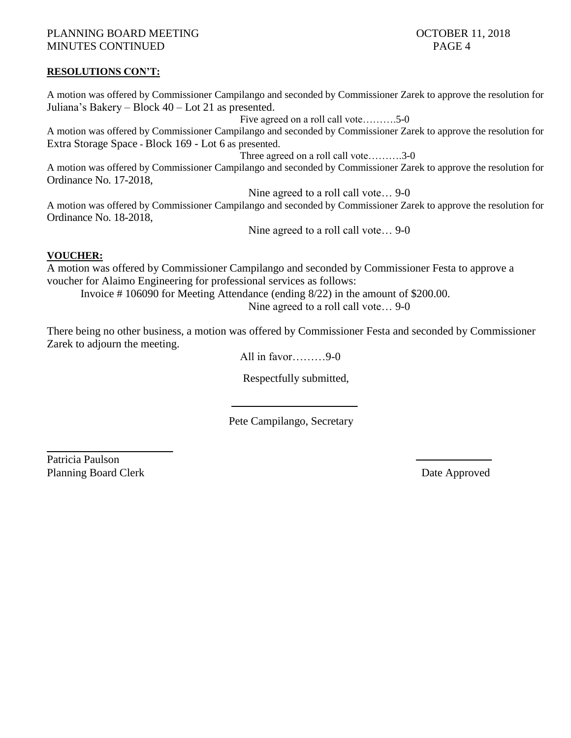**RESOLUTIONS CON'T:**

A motion was offered by Commissioner Campilango and seconded by Commissioner Zarek to approve the resolution for Juliana's Bakery – Block 40 – Lot 21 as presented.

Five agreed on a roll call vote……….5-0

A motion was offered by Commissioner Campilango and seconded by Commissioner Zarek to approve the resolution for Extra Storage Space - Block 169 - Lot 6 as presented.

Three agreed on a roll call vote……….3-0

A motion was offered by Commissioner Campilango and seconded by Commissioner Zarek to approve the resolution for Ordinance No. 17-2018,

Nine agreed to a roll call vote… 9-0

A motion was offered by Commissioner Campilango and seconded by Commissioner Zarek to approve the resolution for Ordinance No. 18-2018,

Nine agreed to a roll call vote… 9-0

**VOUCHER:**

A motion was offered by Commissioner Campilango and seconded by Commissioner Festa to approve a voucher for Alaimo Engineering for professional services as follows:

Invoice # 106090 for Meeting Attendance (ending 8/22) in the amount of $200.00.

Nine agreed to a roll call vote… 9-0

There being no other business, a motion was offered by Commissioner Festa and seconded by Commissioner Zarek to adjourn the meeting.

All in favor………9-0

Respectfully submitted,

Pete Campilango, Secretary

Patricia Paulson
Planning Board Clerk

Date Approved